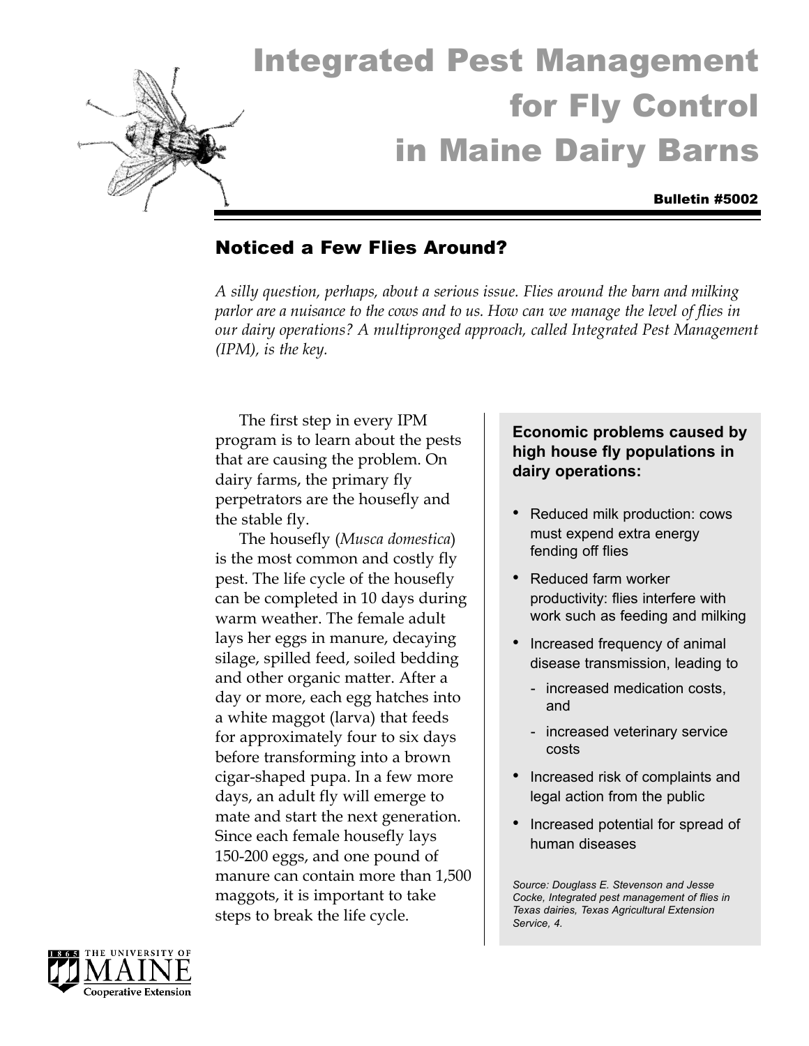# Integrated Pest Management for Fly Control in Maine Dairy Barns

**Bulletin #5002**

## Noticed a Few Flies Around?

*A silly question, perhaps, about a serious issue. Flies around the barn and milking parlor are a nuisance to the cows and to us. How can we manage the level of flies in our dairy operations? A multipronged approach, called Integrated Pest Management (IPM), is the key.*

The first step in every IPM program is to learn about the pests that are causing the problem. On dairy farms, the primary fly perpetrators are the housefly and the stable fly.

The housefly (*Musca domestica*) is the most common and costly fly pest. The life cycle of the housefly can be completed in 10 days during warm weather. The female adult lays her eggs in manure, decaying silage, spilled feed, soiled bedding and other organic matter. After a day or more, each egg hatches into a white maggot (larva) that feeds for approximately four to six days before transforming into a brown cigar-shaped pupa. In a few more days, an adult fly will emerge to mate and start the next generation. Since each female housefly lays 150-200 eggs, and one pound of manure can contain more than 1,500 maggots, it is important to take steps to break the life cycle.

**Economic problems caused by high house fly populations in dairy operations:**

- Reduced milk production: cows must expend extra energy fending off flies
- Reduced farm worker productivity: flies interfere with work such as feeding and milking
- Increased frequency of animal disease transmission, leading to
  - increased medication costs, and
  - increased veterinary service costs
- Increased risk of complaints and legal action from the public
- Increased potential for spread of human diseases

*Source: Douglass E. Stevenson and Jesse Cocke, Integrated pest management of flies in Texas dairies, Texas Agricultural Extension Service, 4.*

THE UNIVERSITY OF MAINE Cooperative Extension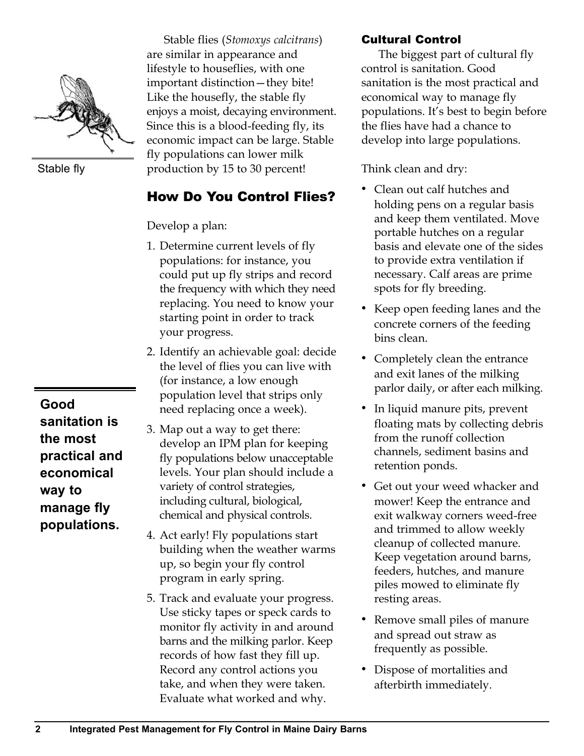Stable fly

Stable flies (*Stomoxys calcitrans*) are similar in appearance and lifestyle to houseflies, with one important distinction—they bite! Like the housefly, the stable fly enjoys a moist, decaying environment. Since this is a blood-feeding fly, its economic impact can be large. Stable fly populations can lower milk production by 15 to 30 percent!

## How Do You Control Flies?

Develop a plan:

1. Determine current levels of fly populations: for instance, you could put up fly strips and record the frequency with which they need replacing. You need to know your starting point in order to track your progress.
2. Identify an achievable goal: decide the level of flies you can live with (for instance, a low enough population level that strips only need replacing once a week).
3. Map out a way to get there: develop an IPM plan for keeping fly populations below unacceptable levels. Your plan should include a variety of control strategies, including cultural, biological, chemical and physical controls.
4. Act early! Fly populations start building when the weather warms up, so begin your fly control program in early spring.
5. Track and evaluate your progress. Use sticky tapes or speck cards to monitor fly activity in and around barns and the milking parlor. Keep records of how fast they fill up. Record any control actions you take, and when they were taken. Evaluate what worked and why.

**Good sanitation is the most practical and economical way to manage fly populations.**

### Cultural Control

The biggest part of cultural fly control is sanitation. Good sanitation is the most practical and economical way to manage fly populations. It's best to begin before the flies have had a chance to develop into large populations.

Think clean and dry:

- Clean out calf hutches and holding pens on a regular basis and keep them ventilated. Move portable hutches on a regular basis and elevate one of the sides to provide extra ventilation if necessary. Calf areas are prime spots for fly breeding.
- Keep open feeding lanes and the concrete corners of the feeding bins clean.
- Completely clean the entrance and exit lanes of the milking parlor daily, or after each milking.
- In liquid manure pits, prevent floating mats by collecting debris from the runoff collection channels, sediment basins and retention ponds.
- Get out your weed whacker and mower! Keep the entrance and exit walkway corners weed-free and trimmed to allow weekly cleanup of collected manure. Keep vegetation around barns, feeders, hutches, and manure piles mowed to eliminate fly resting areas.
- Remove small piles of manure and spread out straw as frequently as possible.
- Dispose of mortalities and afterbirth immediately.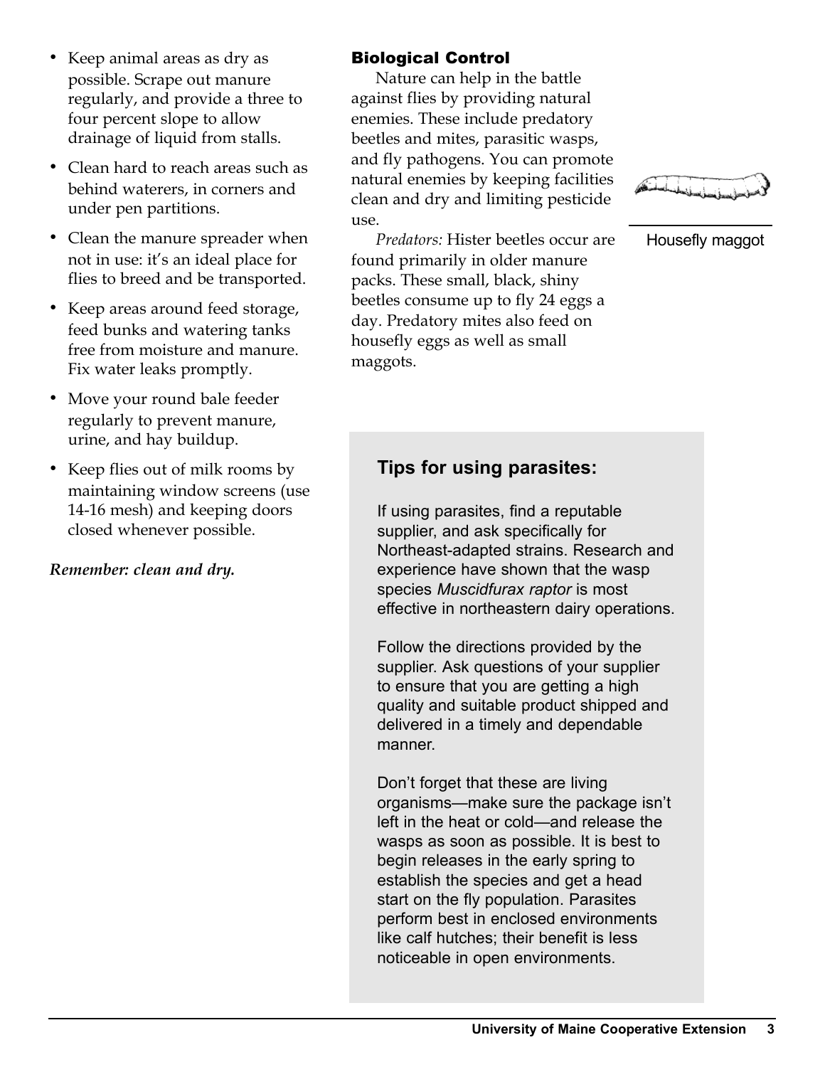- Keep animal areas as dry as possible. Scrape out manure regularly, and provide a three to four percent slope to allow drainage of liquid from stalls.
- Clean hard to reach areas such as behind waterers, in corners and under pen partitions.
- Clean the manure spreader when not in use: it's an ideal place for flies to breed and be transported.
- Keep areas around feed storage, feed bunks and watering tanks free from moisture and manure. Fix water leaks promptly.
- Move your round bale feeder regularly to prevent manure, urine, and hay buildup.
- Keep flies out of milk rooms by maintaining window screens (use 14-16 mesh) and keeping doors closed whenever possible.

***Remember: clean and dry.***

## Biological Control

Nature can help in the battle against flies by providing natural enemies. These include predatory beetles and mites, parasitic wasps, and fly pathogens. You can promote natural enemies by keeping facilities clean and dry and limiting pesticide use.

*Predators:* Hister beetles occur are found primarily in older manure packs. These small, black, shiny beetles consume up to fly 24 eggs a day. Predatory mites also feed on housefly eggs as well as small maggots.

Housefly maggot

### Tips for using parasites:

If using parasites, find a reputable supplier, and ask specifically for Northeast-adapted strains. Research and experience have shown that the wasp species *Muscidfurax raptor* is most effective in northeastern dairy operations.

Follow the directions provided by the supplier. Ask questions of your supplier to ensure that you are getting a high quality and suitable product shipped and delivered in a timely and dependable manner.

Don't forget that these are living organisms—make sure the package isn't left in the heat or cold—and release the wasps as soon as possible. It is best to begin releases in the early spring to establish the species and get a head start on the fly population. Parasites perform best in enclosed environments like calf hutches; their benefit is less noticeable in open environments.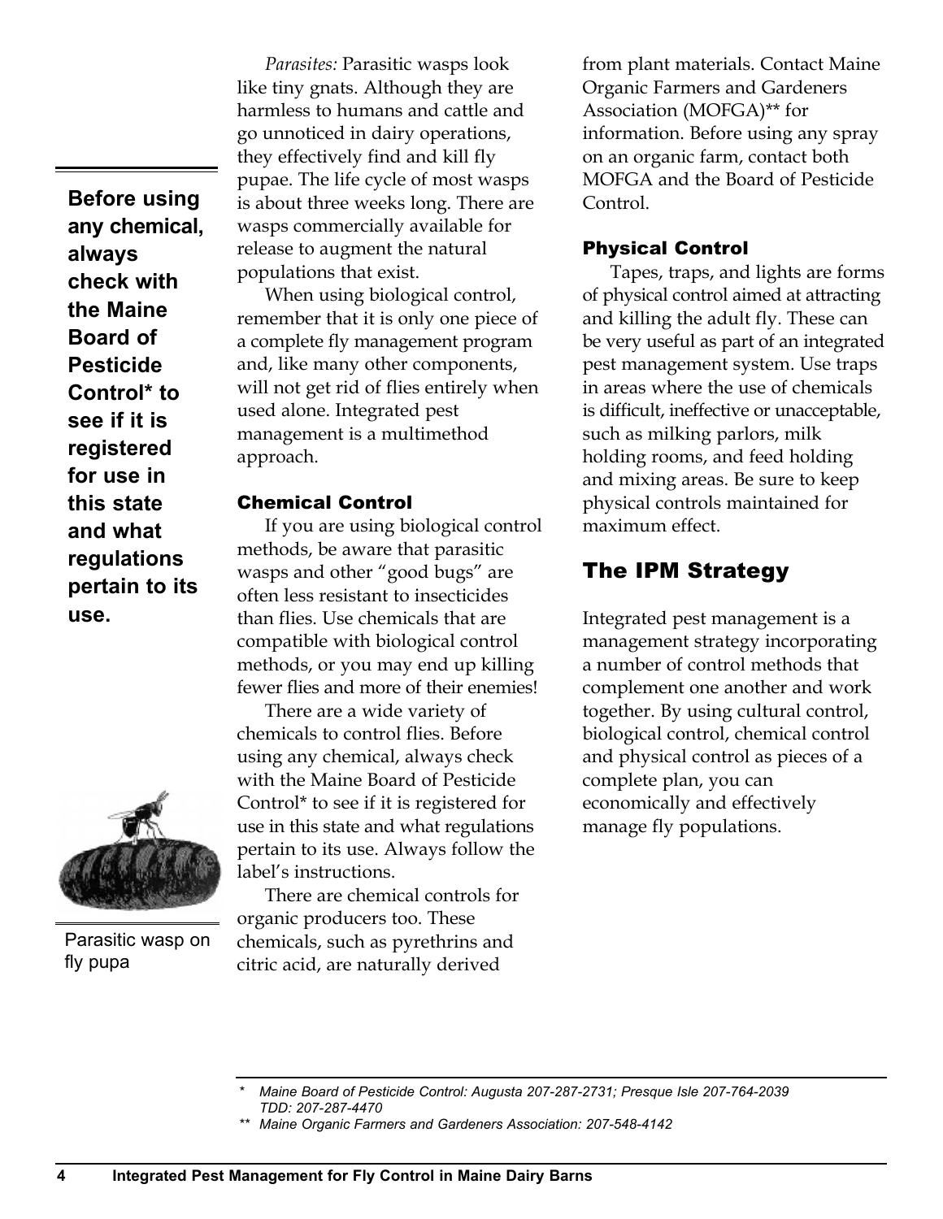*Parasites:* Parasitic wasps look like tiny gnats. Although they are harmless to humans and cattle and go unnoticed in dairy operations, they effectively find and kill fly pupae. The life cycle of most wasps is about three weeks long. There are wasps commercially available for release to augment the natural populations that exist.

When using biological control, remember that it is only one piece of a complete fly management program and, like many other components, will not get rid of flies entirely when used alone. Integrated pest management is a multimethod approach.

**Before using any chemical, always check with the Maine Board of Pesticide Control* to see if it is registered for use in this state and what regulations pertain to its use.**

Parasitic wasp on fly pupa

### Chemical Control

If you are using biological control methods, be aware that parasitic wasps and other "good bugs" are often less resistant to insecticides than flies. Use chemicals that are compatible with biological control methods, or you may end up killing fewer flies and more of their enemies!

There are a wide variety of chemicals to control flies. Before using any chemical, always check with the Maine Board of Pesticide Control* to see if it is registered for use in this state and what regulations pertain to its use. Always follow the label's instructions.

There are chemical controls for organic producers too. These chemicals, such as pyrethrins and citric acid, are naturally derived from plant materials. Contact Maine Organic Farmers and Gardeners Association (MOFGA)** for information. Before using any spray on an organic farm, contact both MOFGA and the Board of Pesticide Control.

### Physical Control

Tapes, traps, and lights are forms of physical control aimed at attracting and killing the adult fly. These can be very useful as part of an integrated pest management system. Use traps in areas where the use of chemicals is difficult, ineffective or unacceptable, such as milking parlors, milk holding rooms, and feed holding and mixing areas. Be sure to keep physical controls maintained for maximum effect.

## The IPM Strategy

Integrated pest management is a management strategy incorporating a number of control methods that complement one another and work together. By using cultural control, biological control, chemical control and physical control as pieces of a complete plan, you can economically and effectively manage fly populations.

---

*\* Maine Board of Pesticide Control: Augusta 207-287-2731; Presque Isle 207-764-2039 TDD: 207-287-4470*

*\*\* Maine Organic Farmers and Gardeners Association: 207-548-4142*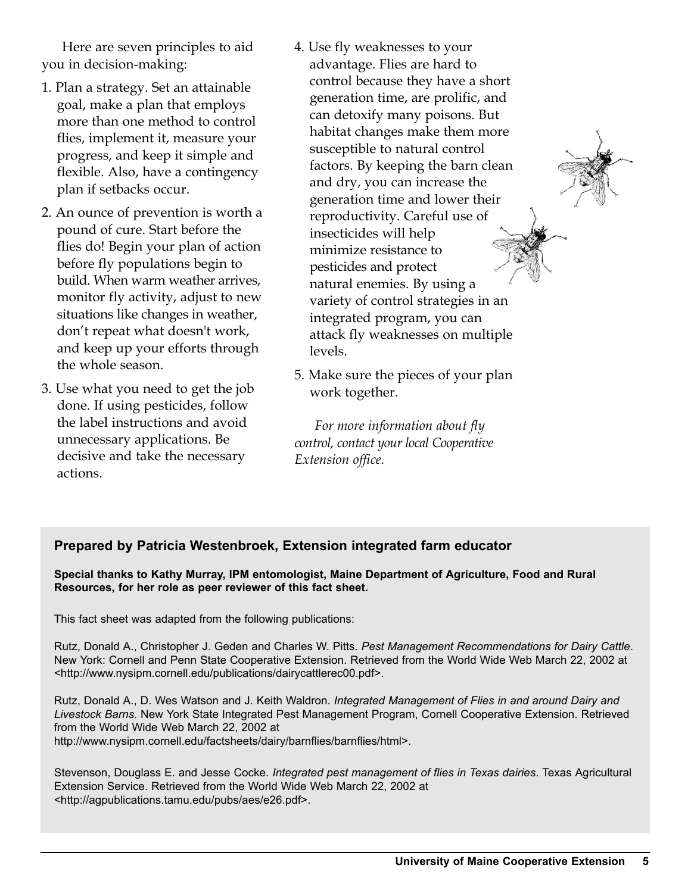Here are seven principles to aid you in decision-making:

1. Plan a strategy. Set an attainable goal, make a plan that employs more than one method to control flies, implement it, measure your progress, and keep it simple and flexible. Also, have a contingency plan if setbacks occur.
2. An ounce of prevention is worth a pound of cure. Start before the flies do! Begin your plan of action before fly populations begin to build. When warm weather arrives, monitor fly activity, adjust to new situations like changes in weather, don't repeat what doesn't work, and keep up your efforts through the whole season.
3. Use what you need to get the job done. If using pesticides, follow the label instructions and avoid unnecessary applications. Be decisive and take the necessary actions.
4. Use fly weaknesses to your advantage. Flies are hard to control because they have a short generation time, are prolific, and can detoxify many poisons. But habitat changes make them more susceptible to natural control factors. By keeping the barn clean and dry, you can increase the generation time and lower their reproductivity. Careful use of insecticides will help minimize resistance to pesticides and protect natural enemies. By using a variety of control strategies in an integrated program, you can attack fly weaknesses on multiple levels.
5. Make sure the pieces of your plan work together.

*For more information about fly control, contact your local Cooperative Extension office.*

**Prepared by Patricia Westenbroek, Extension integrated farm educator**

**Special thanks to Kathy Murray, IPM entomologist, Maine Department of Agriculture, Food and Rural Resources, for her role as peer reviewer of this fact sheet.**

This fact sheet was adapted from the following publications:

Rutz, Donald A., Christopher J. Geden and Charles W. Pitts. *Pest Management Recommendations for Dairy Cattle*. New York: Cornell and Penn State Cooperative Extension. Retrieved from the World Wide Web March 22, 2002 at <http://www.nysipm.cornell.edu/publications/dairycattlerec00.pdf>.

Rutz, Donald A., D. Wes Watson and J. Keith Waldron. *Integrated Management of Flies in and around Dairy and Livestock Barns*. New York State Integrated Pest Management Program, Cornell Cooperative Extension. Retrieved from the World Wide Web March 22, 2002 at http://www.nysipm.cornell.edu/factsheets/dairy/barnflies/barnflies/html>.

Stevenson, Douglass E. and Jesse Cocke. *Integrated pest management of flies in Texas dairies*. Texas Agricultural Extension Service. Retrieved from the World Wide Web March 22, 2002 at <http://agpublications.tamu.edu/pubs/aes/e26.pdf>.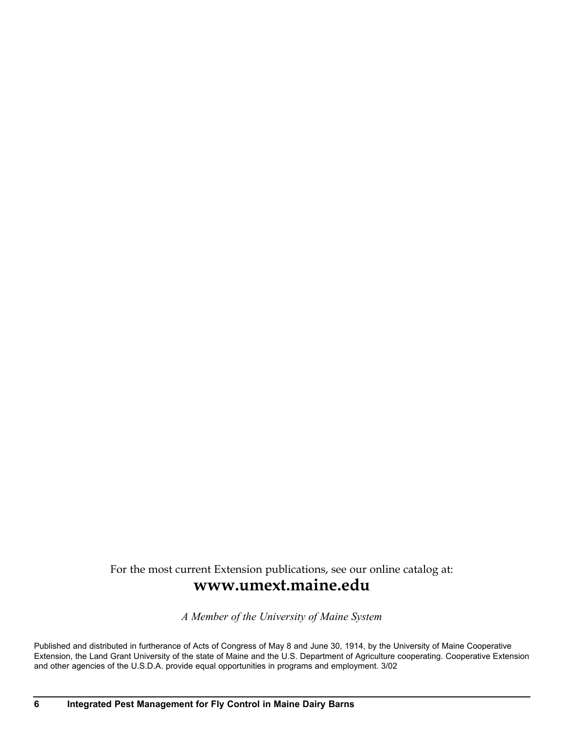For the most current Extension publications, see our online catalog at:

**www.umext.maine.edu**

*A Member of the University of Maine System*

Published and distributed in furtherance of Acts of Congress of May 8 and June 30, 1914, by the University of Maine Cooperative Extension, the Land Grant University of the state of Maine and the U.S. Department of Agriculture cooperating. Cooperative Extension and other agencies of the U.S.D.A. provide equal opportunities in programs and employment. 3/02